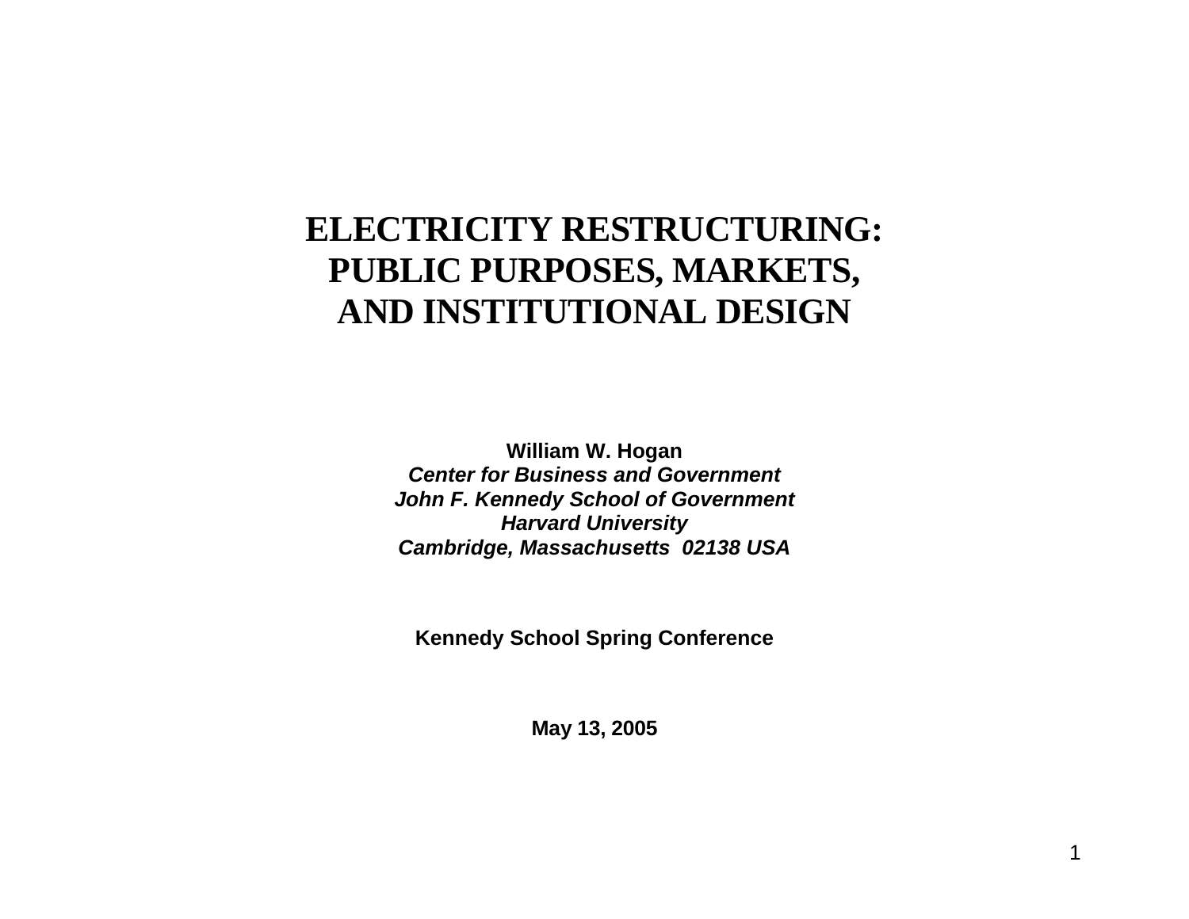# ELECTRICITY RESTRUCTURING: PUBLIC PURPOSES, MARKETS, AND INSTITUTIONAL DESIGN

**William W. Hogan**
***Center for Business and Government***
***John F. Kennedy School of Government***
***Harvard University***
***Cambridge, Massachusetts 02138 USA***

**Kennedy School Spring Conference**

**May 13, 2005**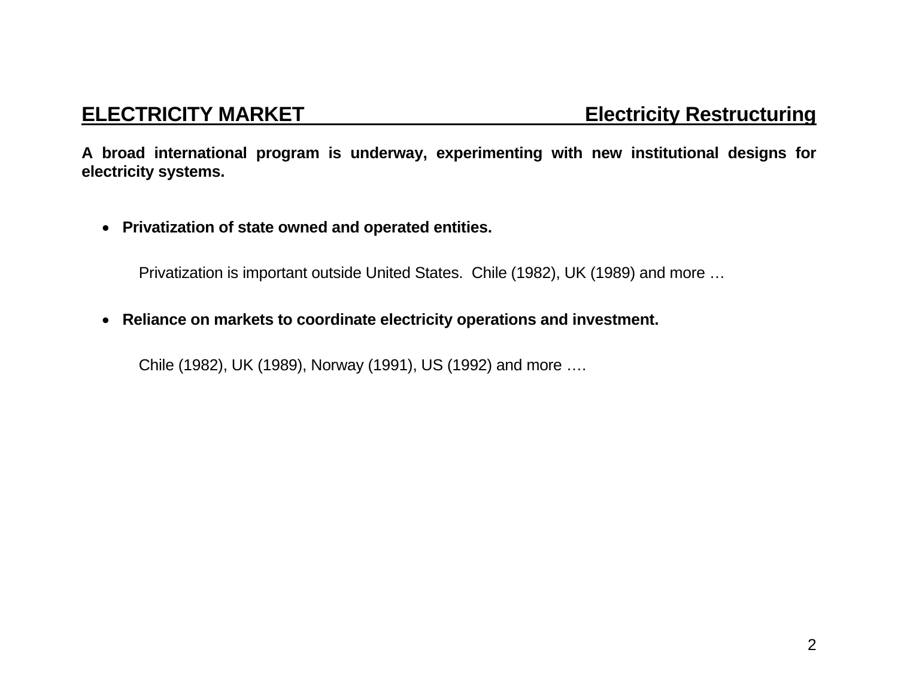## ELECTRICITY MARKET — Electricity Restructuring

**A broad international program is underway, experimenting with new institutional designs for electricity systems.**

- **Privatization of state owned and operated entities.**

  Privatization is important outside United States. Chile (1982), UK (1989) and more …

- **Reliance on markets to coordinate electricity operations and investment.**

  Chile (1982), UK (1989), Norway (1991), US (1992) and more ….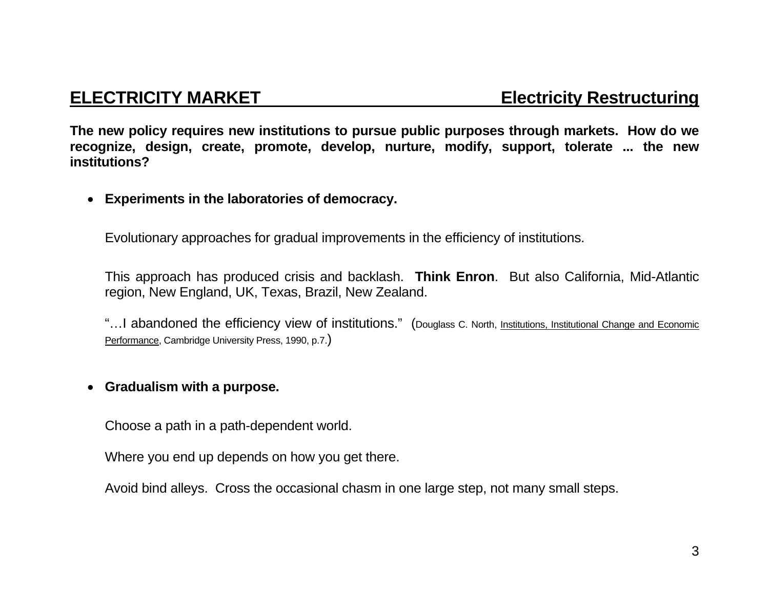## ELECTRICITY MARKET — Electricity Restructuring

**The new policy requires new institutions to pursue public purposes through markets. How do we recognize, design, create, promote, develop, nurture, modify, support, tolerate ... the new institutions?**

- **Experiments in the laboratories of democracy.**

  Evolutionary approaches for gradual improvements in the efficiency of institutions.

  This approach has produced crisis and backlash. **Think Enron**. But also California, Mid-Atlantic region, New England, UK, Texas, Brazil, New Zealand.

  "…I abandoned the efficiency view of institutions." (Douglass C. North, Institutions, Institutional Change and Economic Performance, Cambridge University Press, 1990, p.7.)

- **Gradualism with a purpose.**

  Choose a path in a path-dependent world.

  Where you end up depends on how you get there.

  Avoid bind alleys. Cross the occasional chasm in one large step, not many small steps.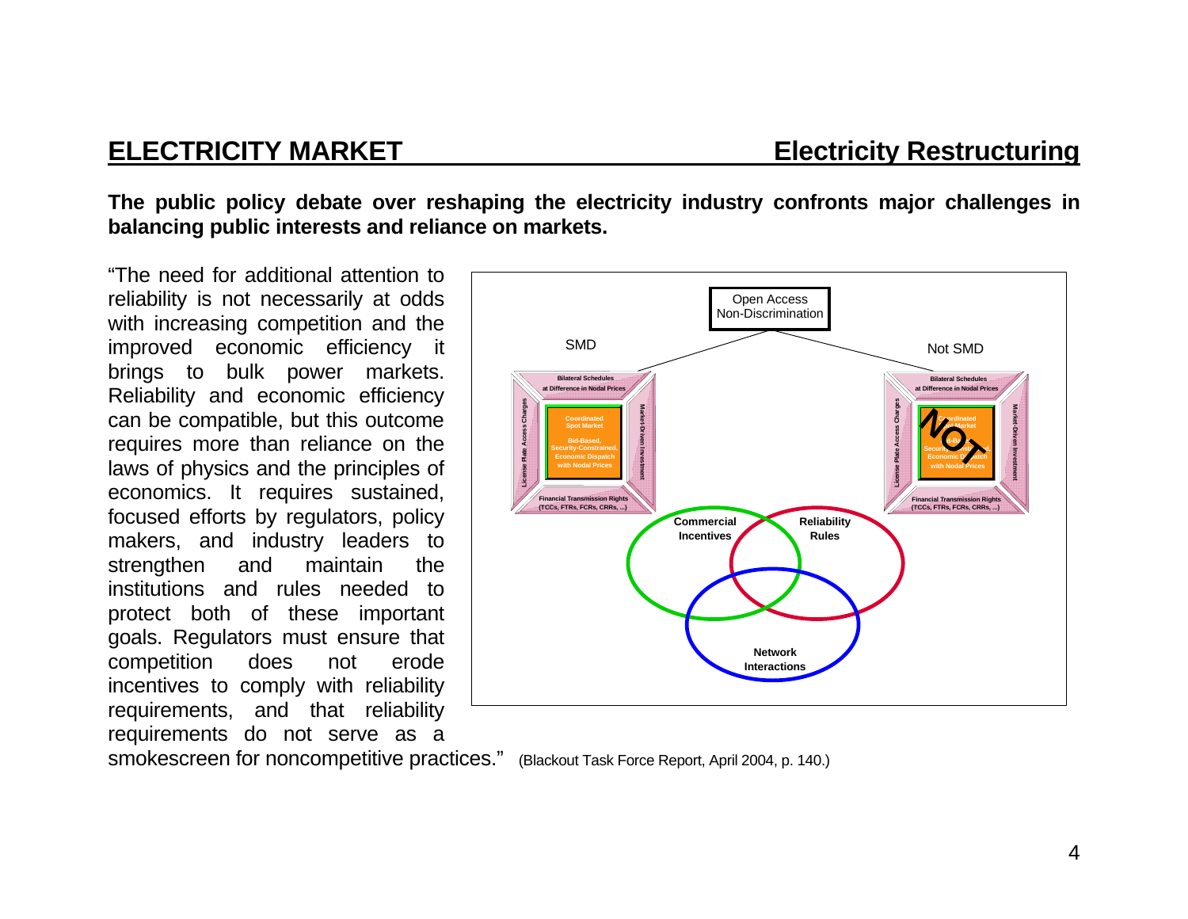## ELECTRICITY MARKET — Electricity Restructuring

**The public policy debate over reshaping the electricity industry confronts major challenges in balancing public interests and reliance on markets.**

"The need for additional attention to reliability is not necessarily at odds with increasing competition and the improved economic efficiency it brings to bulk power markets. Reliability and economic efficiency can be compatible, but this outcome requires more than reliance on the laws of physics and the principles of economics. It requires sustained, focused efforts by regulators, policy makers, and industry leaders to strengthen and maintain the institutions and rules needed to protect both of these important goals. Regulators must ensure that competition does not erode incentives to comply with reliability requirements, and that reliability requirements do not serve as a smokescreen for noncompetitive practices." (Blackout Task Force Report, April 2004, p. 140.)

Open Access Non-Discrimination

SMD

Bilateral Schedules at Difference in Nodal Prices

License Plate Access Charges

Coordinated Spot Market

Bid-Based, Security-Constrained, Economic Dispatch with Nodal Prices

Market-Driven Investment

Financial Transmission Rights (TCCs, FTRs, FCRs, CRRs, ...)

Not SMD

Bilateral Schedules at Difference in Nodal Prices

License Plate Access Charges

NOT

Coordinated Spot Market

Bid-Based, Security-Constrained, Economic Dispatch with Nodal Prices

Market-Driven Investment

Financial Transmission Rights (TCCs, FTRs, FCRs, CRRs, ...)

Commercial Incentives

Reliability Rules

Network Interactions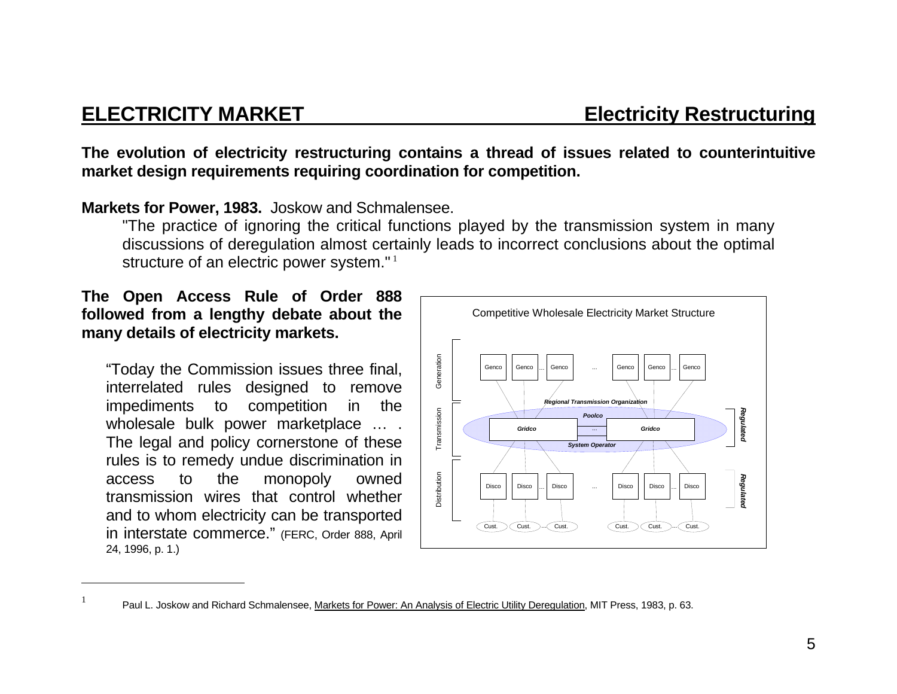## ELECTRICITY MARKET — Electricity Restructuring

**The evolution of electricity restructuring contains a thread of issues related to counterintuitive market design requirements requiring coordination for competition.**

**Markets for Power, 1983.** Joskow and Schmalensee.

> "The practice of ignoring the critical functions played by the transmission system in many discussions of deregulation almost certainly leads to incorrect conclusions about the optimal structure of an electric power system." [1]

**The Open Access Rule of Order 888 followed from a lengthy debate about the many details of electricity markets.**

> "Today the Commission issues three final, interrelated rules designed to remove impediments to competition in the wholesale bulk power marketplace … . The legal and policy cornerstone of these rules is to remedy undue discrimination in access to the monopoly owned transmission wires that control whether and to whom electricity can be transported in interstate commerce." (FERC, Order 888, April 24, 1996, p. 1.)

Competitive Wholesale Electricity Market Structure

---

[1] Paul L. Joskow and Richard Schmalensee, Markets for Power: An Analysis of Electric Utility Deregulation, MIT Press, 1983, p. 63.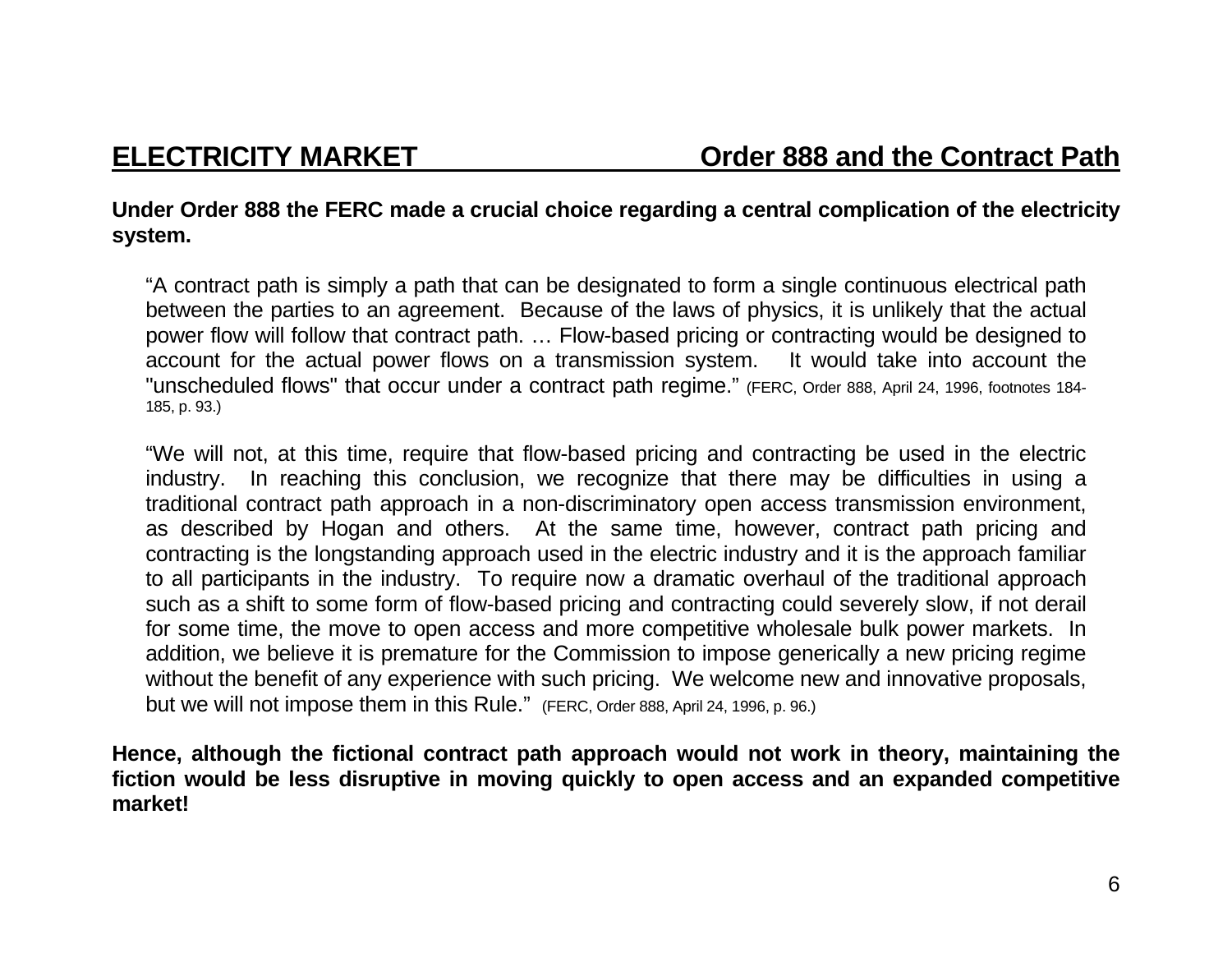## ELECTRICITY MARKET — Order 888 and the Contract Path

**Under Order 888 the FERC made a crucial choice regarding a central complication of the electricity system.**

> "A contract path is simply a path that can be designated to form a single continuous electrical path between the parties to an agreement. Because of the laws of physics, it is unlikely that the actual power flow will follow that contract path. … Flow-based pricing or contracting would be designed to account for the actual power flows on a transmission system. It would take into account the "unscheduled flows" that occur under a contract path regime." (FERC, Order 888, April 24, 1996, footnotes 184-185, p. 93.)

> "We will not, at this time, require that flow-based pricing and contracting be used in the electric industry. In reaching this conclusion, we recognize that there may be difficulties in using a traditional contract path approach in a non-discriminatory open access transmission environment, as described by Hogan and others. At the same time, however, contract path pricing and contracting is the longstanding approach used in the electric industry and it is the approach familiar to all participants in the industry. To require now a dramatic overhaul of the traditional approach such as a shift to some form of flow-based pricing and contracting could severely slow, if not derail for some time, the move to open access and more competitive wholesale bulk power markets. In addition, we believe it is premature for the Commission to impose generically a new pricing regime without the benefit of any experience with such pricing. We welcome new and innovative proposals, but we will not impose them in this Rule." (FERC, Order 888, April 24, 1996, p. 96.)

**Hence, although the fictional contract path approach would not work in theory, maintaining the fiction would be less disruptive in moving quickly to open access and an expanded competitive market!**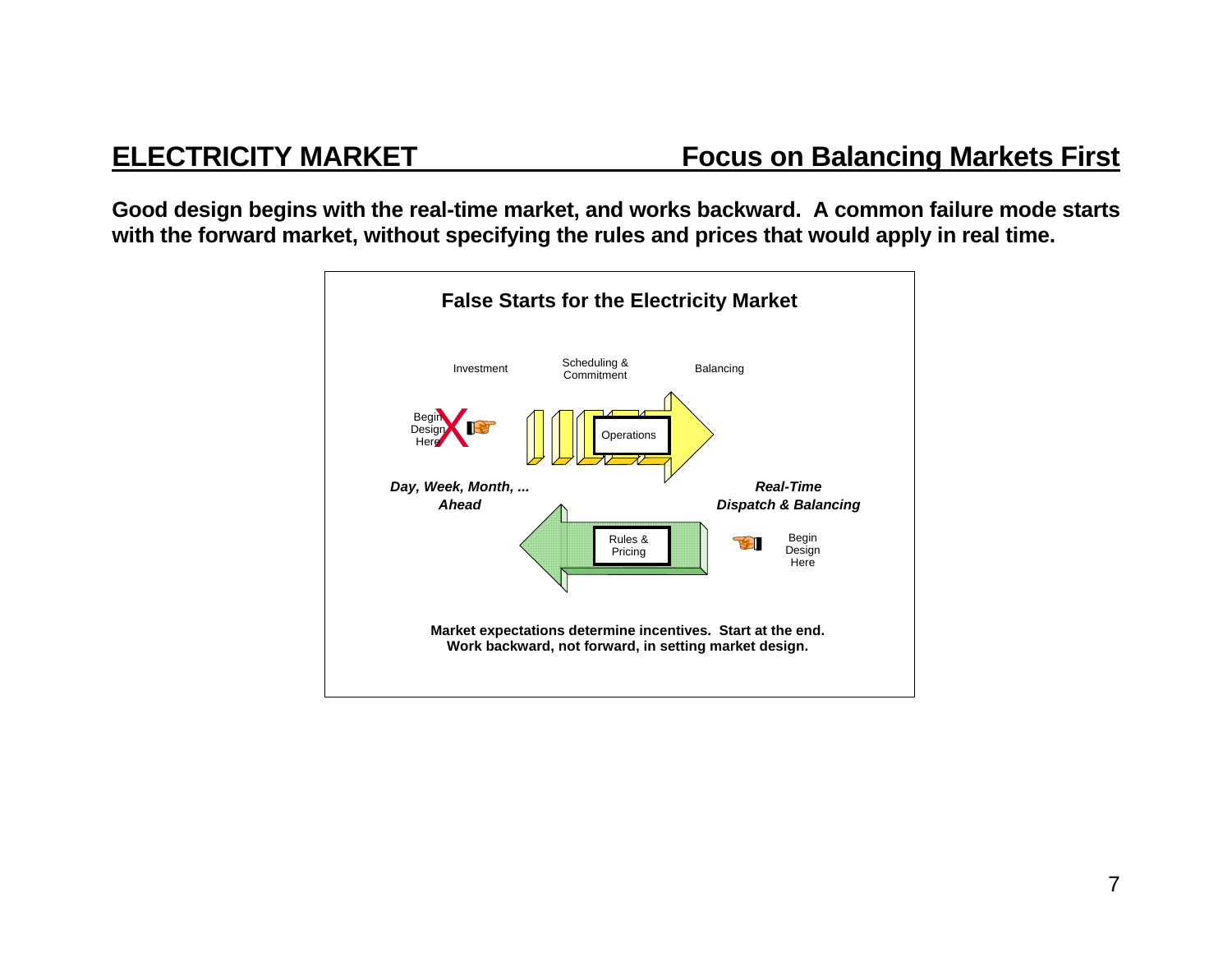## ELECTRICITY MARKET — Focus on Balancing Markets First

**Good design begins with the real-time market, and works backward. A common failure mode starts with the forward market, without specifying the rules and prices that would apply in real time.**

**False Starts for the Electricity Market**

Investment — Scheduling & Commitment — Balancing

Begin Design Here (X)

Operations

***Day, Week, Month, ... Ahead***

***Real-Time Dispatch & Balancing***

Rules & Pricing

Begin Design Here

**Market expectations determine incentives. Start at the end. Work backward, not forward, in setting market design.**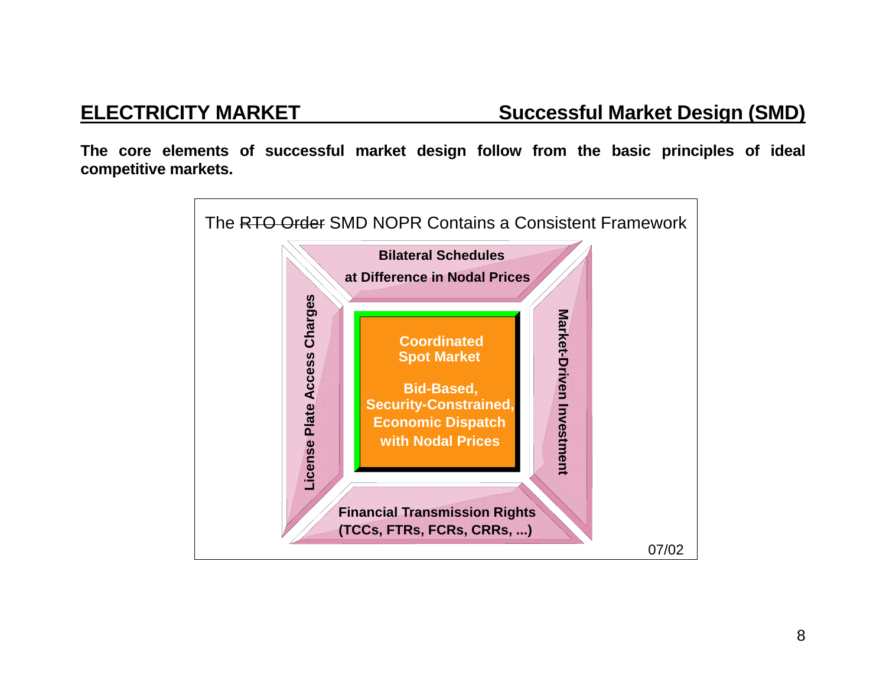## ELECTRICITY MARKET — Successful Market Design (SMD)

**The core elements of successful market design follow from the basic principles of ideal competitive markets.**

The ~~RTO Order~~ SMD NOPR Contains a Consistent Framework

**Bilateral Schedules at Difference in Nodal Prices**

**License Plate Access Charges**

**Coordinated Spot Market**

**Bid-Based, Security-Constrained, Economic Dispatch with Nodal Prices**

**Market-Driven Investment**

**Financial Transmission Rights (TCCs, FTRs, FCRs, CRRs, ...)**

07/02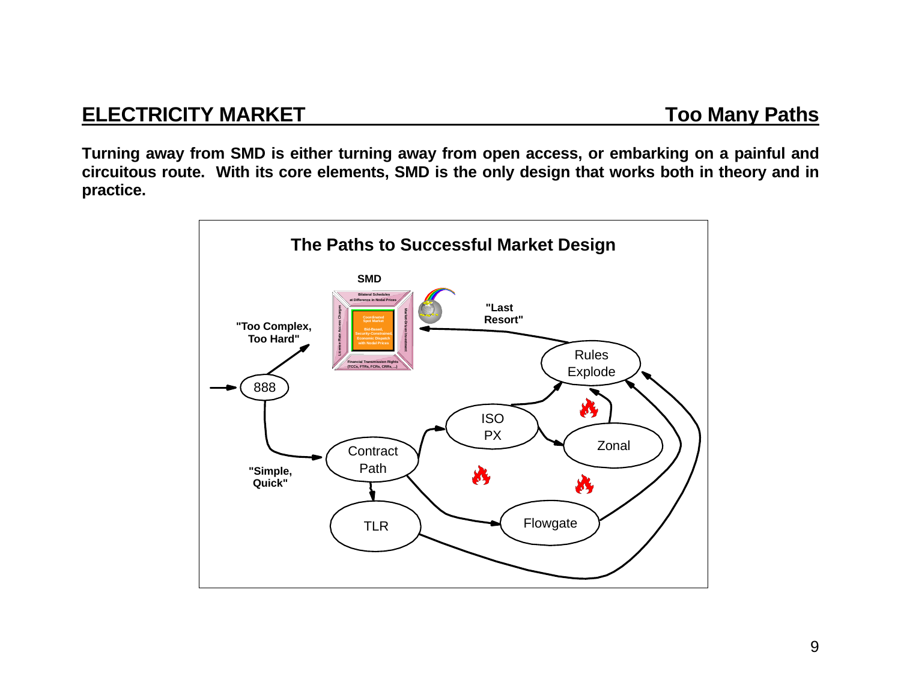## ELECTRICITY MARKET — Too Many Paths

**Turning away from SMD is either turning away from open access, or embarking on a painful and circuitous route. With its core elements, SMD is the only design that works both in theory and in practice.**

**The Paths to Successful Market Design**

**SMD**

Bilateral Schedules at Difference in Nodal Prices

License Rate Access Charges

Coordinated Spot Market

Bid-Based, Security-Constrained, Economic Dispatch with Nodal Prices

Market-Driven Investment

Financial Transmission Rights (TCCs, FTRs, FCRs, CRRs, ...)

**"Too Complex, Too Hard"**

**"Last Resort"**

**"Simple, Quick"**

888

Contract Path

TLR

ISO PX

Zonal

Flowgate

Rules Explode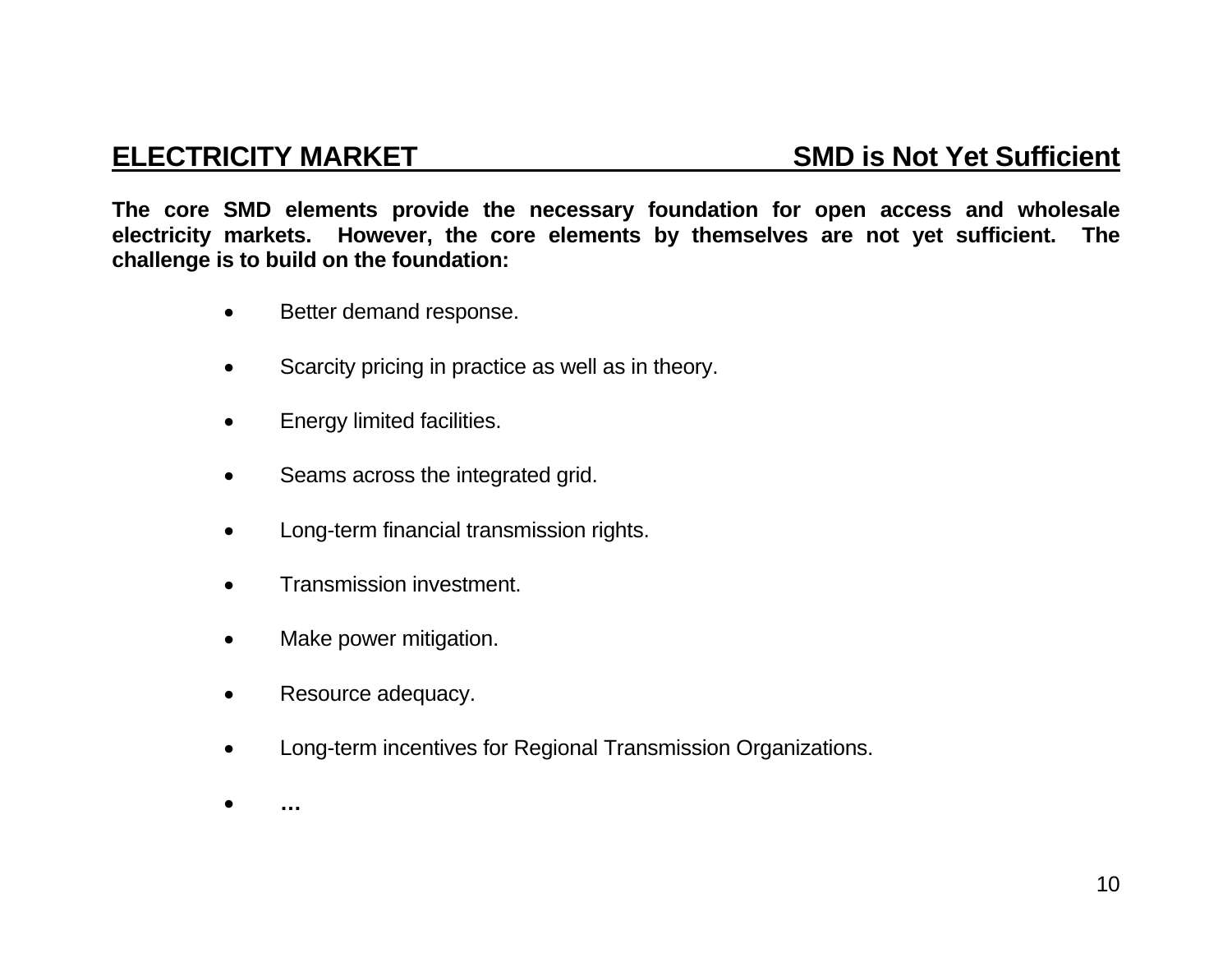## ELECTRICITY MARKET — SMD is Not Yet Sufficient

**The core SMD elements provide the necessary foundation for open access and wholesale electricity markets. However, the core elements by themselves are not yet sufficient. The challenge is to build on the foundation:**

- Better demand response.
- Scarcity pricing in practice as well as in theory.
- Energy limited facilities.
- Seams across the integrated grid.
- Long-term financial transmission rights.
- Transmission investment.
- Make power mitigation.
- Resource adequacy.
- Long-term incentives for Regional Transmission Organizations.
- **…**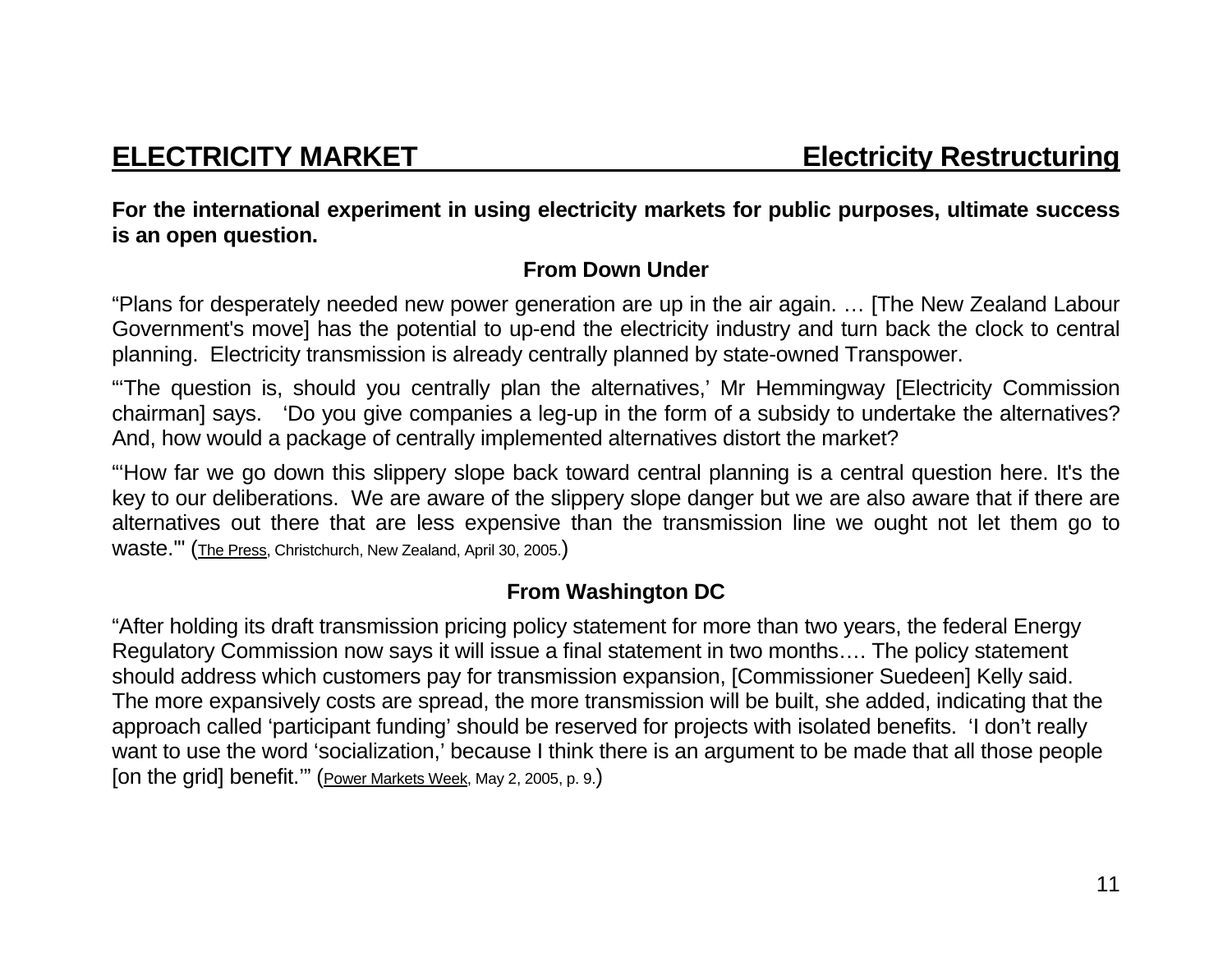## ELECTRICITY MARKET — Electricity Restructuring

**For the international experiment in using electricity markets for public purposes, ultimate success is an open question.**

### From Down Under

"Plans for desperately needed new power generation are up in the air again. … [The New Zealand Labour Government's move] has the potential to up-end the electricity industry and turn back the clock to central planning. Electricity transmission is already centrally planned by state-owned Transpower.

"'The question is, should you centrally plan the alternatives,' Mr Hemmingway [Electricity Commission chairman] says. 'Do you give companies a leg-up in the form of a subsidy to undertake the alternatives? And, how would a package of centrally implemented alternatives distort the market?

"'How far we go down this slippery slope back toward central planning is a central question here. It's the key to our deliberations. We are aware of the slippery slope danger but we are also aware that if there are alternatives out there that are less expensive than the transmission line we ought not let them go to waste.'" (The Press, Christchurch, New Zealand, April 30, 2005.)

### From Washington DC

"After holding its draft transmission pricing policy statement for more than two years, the federal Energy Regulatory Commission now says it will issue a final statement in two months…. The policy statement should address which customers pay for transmission expansion, [Commissioner Suedeen] Kelly said. The more expansively costs are spread, the more transmission will be built, she added, indicating that the approach called 'participant funding' should be reserved for projects with isolated benefits. 'I don't really want to use the word 'socialization,' because I think there is an argument to be made that all those people [on the grid] benefit.'" (Power Markets Week, May 2, 2005, p. 9.)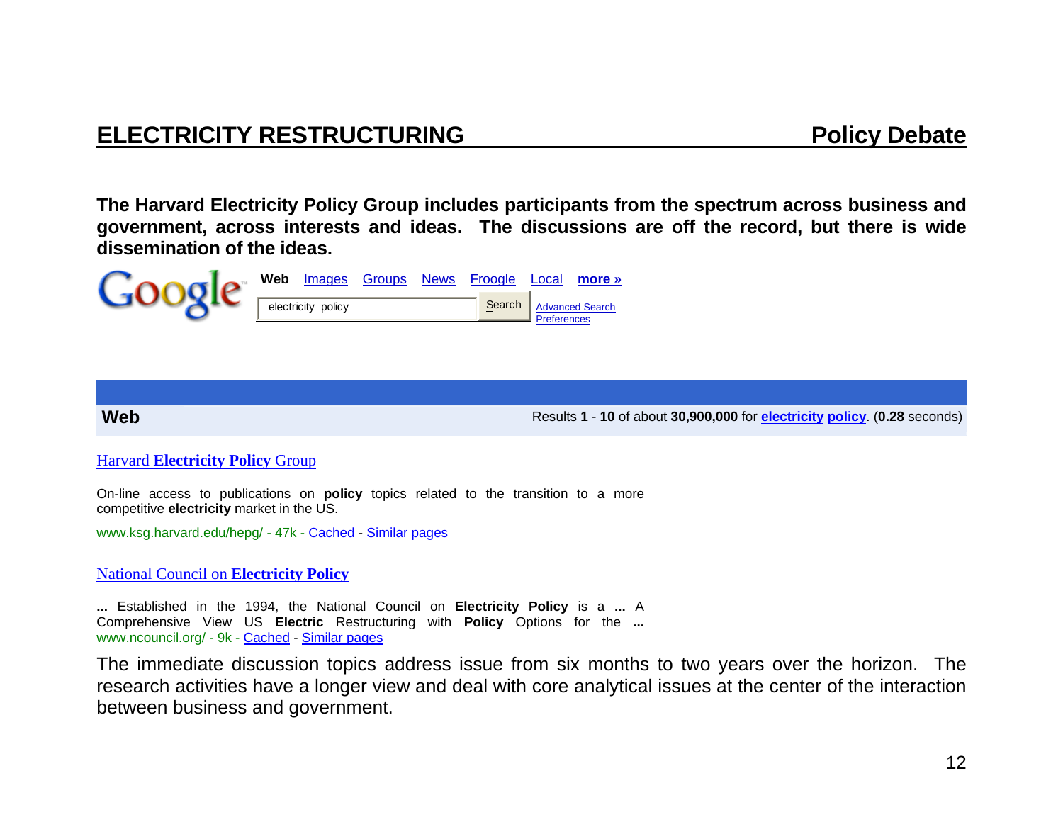## ELECTRICITY RESTRUCTURING — Policy Debate

**The Harvard Electricity Policy Group includes participants from the spectrum across business and government, across interests and ideas. The discussions are off the record, but there is wide dissemination of the ideas.**

Google — **Web** Images Groups News Froogle Local **more »**

electricity policy | Search | Advanced Search | Preferences

**Web** — Results **1** - **10** of about **30,900,000** for **electricity policy**. (**0.28** seconds)

Harvard **Electricity Policy** Group

On-line access to publications on **policy** topics related to the transition to a more competitive **electricity** market in the US.

www.ksg.harvard.edu/hepg/ - 47k - Cached - Similar pages

National Council on **Electricity Policy**

**...** Established in the 1994, the National Council on **Electricity Policy** is a **...** A Comprehensive View US **Electric** Restructuring with **Policy** Options for the **...**
www.ncouncil.org/ - 9k - Cached - Similar pages

The immediate discussion topics address issue from six months to two years over the horizon. The research activities have a longer view and deal with core analytical issues at the center of the interaction between business and government.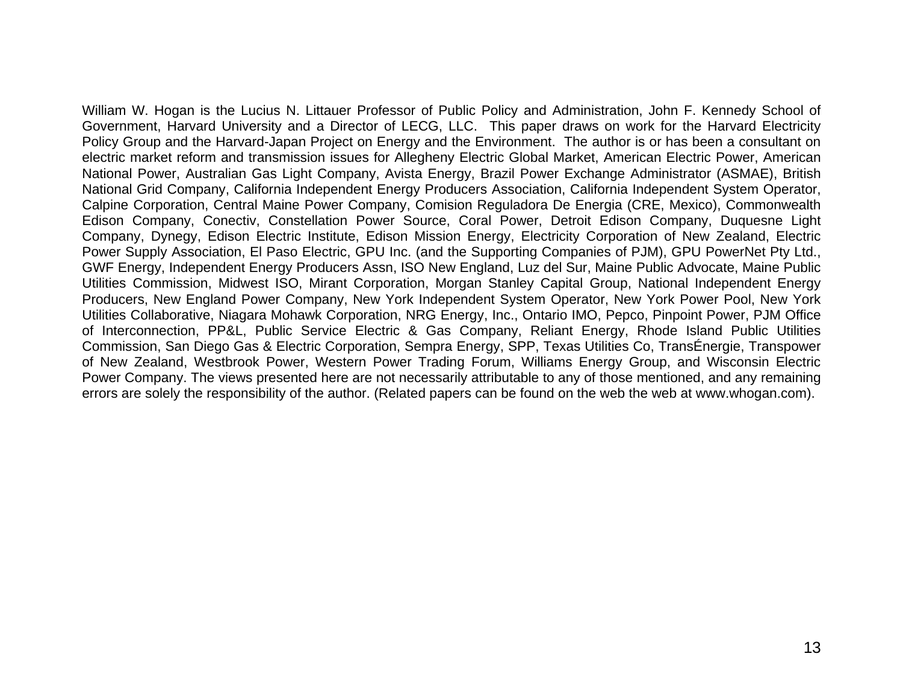William W. Hogan is the Lucius N. Littauer Professor of Public Policy and Administration, John F. Kennedy School of Government, Harvard University and a Director of LECG, LLC. This paper draws on work for the Harvard Electricity Policy Group and the Harvard-Japan Project on Energy and the Environment. The author is or has been a consultant on electric market reform and transmission issues for Allegheny Electric Global Market, American Electric Power, American National Power, Australian Gas Light Company, Avista Energy, Brazil Power Exchange Administrator (ASMAE), British National Grid Company, California Independent Energy Producers Association, California Independent System Operator, Calpine Corporation, Central Maine Power Company, Comision Reguladora De Energia (CRE, Mexico), Commonwealth Edison Company, Conectiv, Constellation Power Source, Coral Power, Detroit Edison Company, Duquesne Light Company, Dynegy, Edison Electric Institute, Edison Mission Energy, Electricity Corporation of New Zealand, Electric Power Supply Association, El Paso Electric, GPU Inc. (and the Supporting Companies of PJM), GPU PowerNet Pty Ltd., GWF Energy, Independent Energy Producers Assn, ISO New England, Luz del Sur, Maine Public Advocate, Maine Public Utilities Commission, Midwest ISO, Mirant Corporation, Morgan Stanley Capital Group, National Independent Energy Producers, New England Power Company, New York Independent System Operator, New York Power Pool, New York Utilities Collaborative, Niagara Mohawk Corporation, NRG Energy, Inc., Ontario IMO, Pepco, Pinpoint Power, PJM Office of Interconnection, PP&L, Public Service Electric & Gas Company, Reliant Energy, Rhode Island Public Utilities Commission, San Diego Gas & Electric Corporation, Sempra Energy, SPP, Texas Utilities Co, TransÉnergie, Transpower of New Zealand, Westbrook Power, Western Power Trading Forum, Williams Energy Group, and Wisconsin Electric Power Company. The views presented here are not necessarily attributable to any of those mentioned, and any remaining errors are solely the responsibility of the author. (Related papers can be found on the web the web at www.whogan.com).